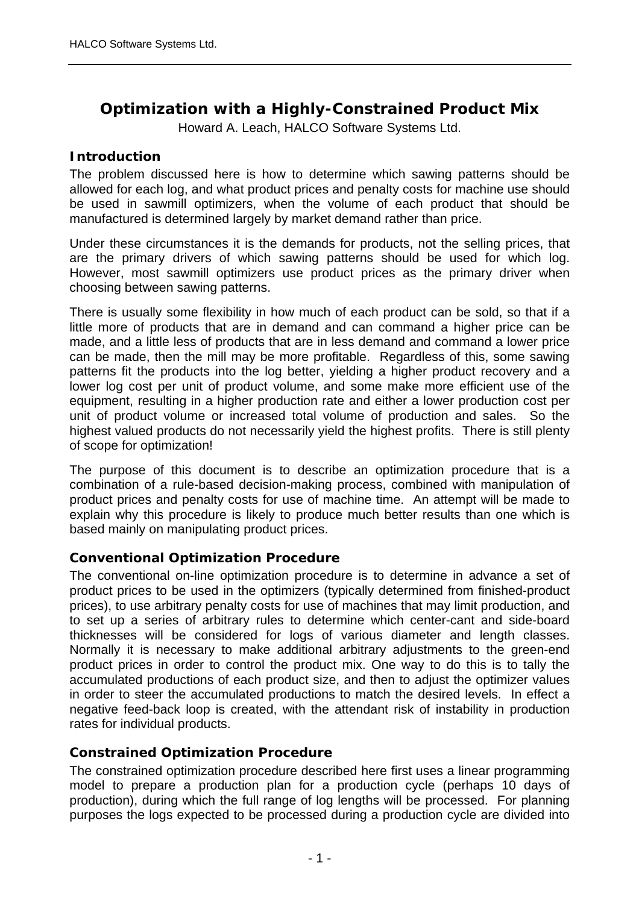# Optimization with a Highly-Constrained Product Mix

Howard A. Leach, HALCO Software Systems Ltd.

## Introduction

The problem discussed here is how to determine which sawing patterns should be allowed for each log, and what product prices and penalty costs for machine use should be used in sawmill optimizers, when the volume of each product that should be manufactured is determined largely by market demand rather than price.

Under these circumstances it is the demands for products, not the selling prices, that are the primary drivers of which sawing patterns should be used for which log. However, most sawmill optimizers use product prices as the primary driver when choosing between sawing patterns.

There is usually some flexibility in how much of each product can be sold, so that if a little more of products that are in demand and can command a higher price can be made, and a little less of products that are in less demand and command a lower price can be made, then the mill may be more profitable. Regardless of this, some sawing patterns fit the products into the log better, yielding a higher product recovery and a lower log cost per unit of product volume, and some make more efficient use of the equipment, resulting in a higher production rate and either a lower production cost per unit of product volume or increased total volume of production and sales. So the highest valued products do not necessarily yield the highest profits. There is still plenty of scope for optimization!

The purpose of this document is to describe an optimization procedure that is a combination of a rule-based decision-making process, combined with manipulation of product prices and penalty costs for use of machine time. An attempt will be made to explain why this procedure is likely to produce much better results than one which is based mainly on manipulating product prices.

## Conventional Optimization Procedure

The conventional on-line optimization procedure is to determine in advance a set of product prices to be used in the optimizers (typically determined from finished-product prices), to use arbitrary penalty costs for use of machines that may limit production, and to set up a series of arbitrary rules to determine which center-cant and side-board thicknesses will be considered for logs of various diameter and length classes. Normally it is necessary to make additional arbitrary adjustments to the green-end product prices in order to control the product mix. One way to do this is to tally the accumulated productions of each product size, and then to adjust the optimizer values in order to steer the accumulated productions to match the desired levels. In effect a negative feed-back loop is created, with the attendant risk of instability in production rates for individual products.

## Constrained Optimization Procedure

The constrained optimization procedure described here first uses a linear programming model to prepare a production plan for a production cycle (perhaps 10 days of production), during which the full range of log lengths will be processed. For planning purposes the logs expected to be processed during a production cycle are divided into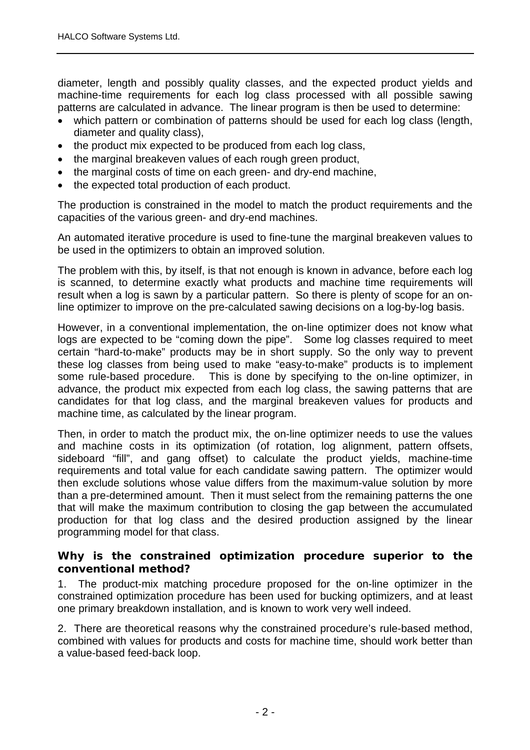diameter, length and possibly quality classes, and the expected product yields and machine-time requirements for each log class processed with all possible sawing patterns are calculated in advance. The linear program is then be used to determine:

- which pattern or combination of patterns should be used for each log class (length, diameter and quality class),
- the product mix expected to be produced from each log class,
- the marginal breakeven values of each rough green product,
- the marginal costs of time on each green- and dry-end machine,
- the expected total production of each product.

The production is constrained in the model to match the product requirements and the capacities of the various green- and dry-end machines.

An automated iterative procedure is used to fine-tune the marginal breakeven values to be used in the optimizers to obtain an improved solution.

The problem with this, by itself, is that not enough is known in advance, before each log is scanned, to determine exactly what products and machine time requirements will result when a log is sawn by a particular pattern. So there is plenty of scope for an on-line optimizer to improve on the pre-calculated sawing decisions on a log-by-log basis.

However, in a conventional implementation, the on-line optimizer does not know what logs are expected to be "coming down the pipe". Some log classes required to meet certain "hard-to-make" products may be in short supply. So the only way to prevent these log classes from being used to make "easy-to-make" products is to implement some rule-based procedure. This is done by specifying to the on-line optimizer, in advance, the product mix expected from each log class, the sawing patterns that are candidates for that log class, and the marginal breakeven values for products and machine time, as calculated by the linear program.

Then, in order to match the product mix, the on-line optimizer needs to use the values and machine costs in its optimization (of rotation, log alignment, pattern offsets, sideboard "fill", and gang offset) to calculate the product yields, machine-time requirements and total value for each candidate sawing pattern. The optimizer would then exclude solutions whose value differs from the maximum-value solution by more than a pre-determined amount. Then it must select from the remaining patterns the one that will make the maximum contribution to closing the gap between the accumulated production for that log class and the desired production assigned by the linear programming model for that class.

### Why is the constrained optimization procedure superior to the conventional method?

1. The product-mix matching procedure proposed for the on-line optimizer in the constrained optimization procedure has been used for bucking optimizers, and at least one primary breakdown installation, and is known to work very well indeed.

2. There are theoretical reasons why the constrained procedure's rule-based method, combined with values for products and costs for machine time, should work better than a value-based feed-back loop.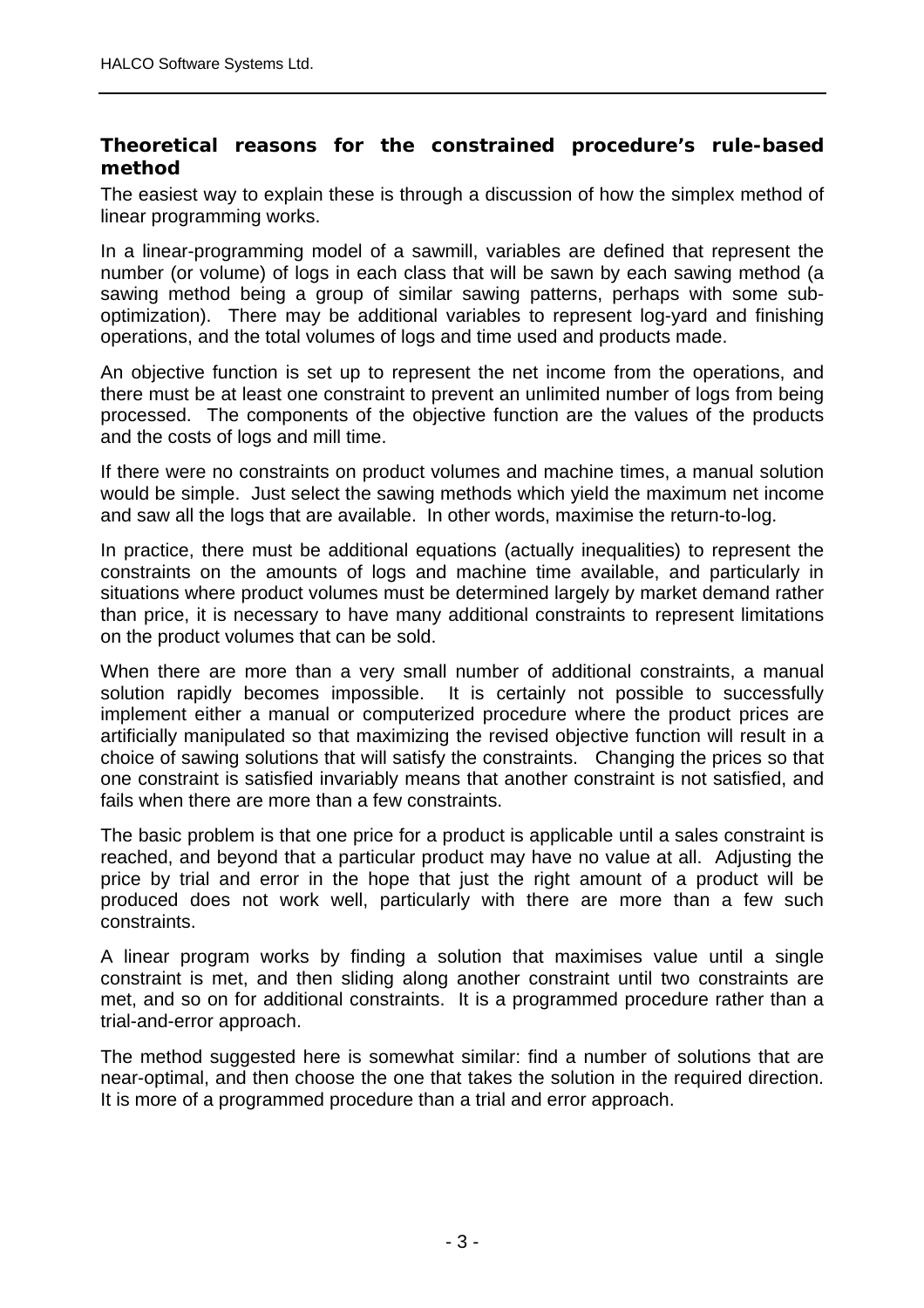### **Theoretical reasons for the constrained procedure's rule-based method**

The easiest way to explain these is through a discussion of how the simplex method of linear programming works.

In a linear-programming model of a sawmill, variables are defined that represent the number (or volume) of logs in each class that will be sawn by each sawing method (a sawing method being a group of similar sawing patterns, perhaps with some sub-optimization). There may be additional variables to represent log-yard and finishing operations, and the total volumes of logs and time used and products made.

An objective function is set up to represent the net income from the operations, and there must be at least one constraint to prevent an unlimited number of logs from being processed. The components of the objective function are the values of the products and the costs of logs and mill time.

If there were no constraints on product volumes and machine times, a manual solution would be simple. Just select the sawing methods which yield the maximum net income and saw all the logs that are available. In other words, maximise the return-to-log.

In practice, there must be additional equations (actually inequalities) to represent the constraints on the amounts of logs and machine time available, and particularly in situations where product volumes must be determined largely by market demand rather than price, it is necessary to have many additional constraints to represent limitations on the product volumes that can be sold.

When there are more than a very small number of additional constraints, a manual solution rapidly becomes impossible. It is certainly not possible to successfully implement either a manual or computerized procedure where the product prices are artificially manipulated so that maximizing the revised objective function will result in a choice of sawing solutions that will satisfy the constraints. Changing the prices so that one constraint is satisfied invariably means that another constraint is not satisfied, and fails when there are more than a few constraints.

The basic problem is that one price for a product is applicable until a sales constraint is reached, and beyond that a particular product may have no value at all. Adjusting the price by trial and error in the hope that just the right amount of a product will be produced does not work well, particularly with there are more than a few such constraints.

A linear program works by finding a solution that maximises value until a single constraint is met, and then sliding along another constraint until two constraints are met, and so on for additional constraints. It is a programmed procedure rather than a trial-and-error approach.

The method suggested here is somewhat similar: find a number of solutions that are near-optimal, and then choose the one that takes the solution in the required direction. It is more of a programmed procedure than a trial and error approach.